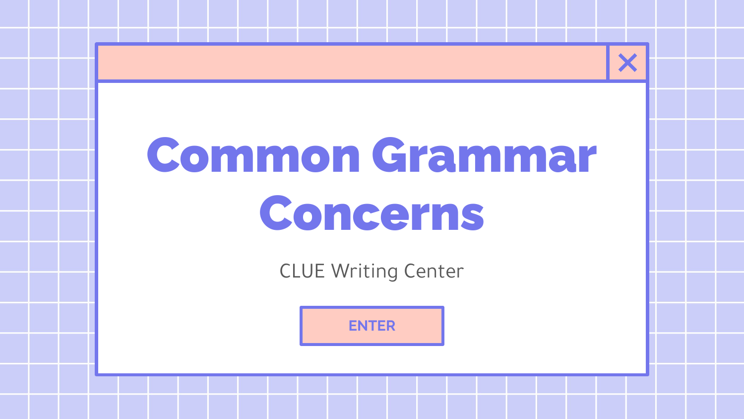# Common Grammar Concerns

CLUE Writing Center

ENTER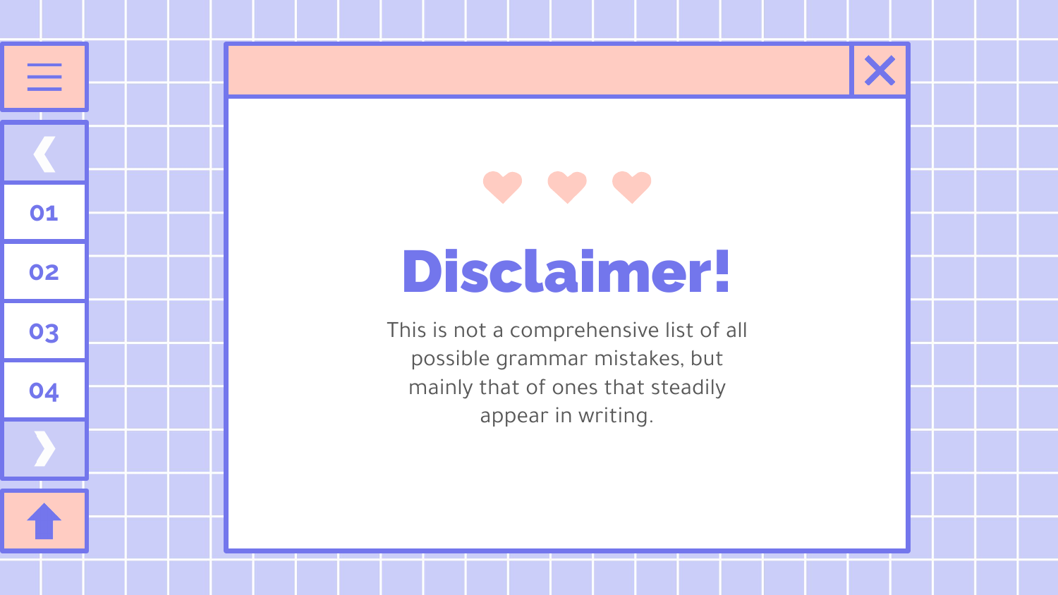# Disclaimer!

This is not a comprehensive list of all possible grammar mistakes, but mainly that of ones that steadily appear in writing.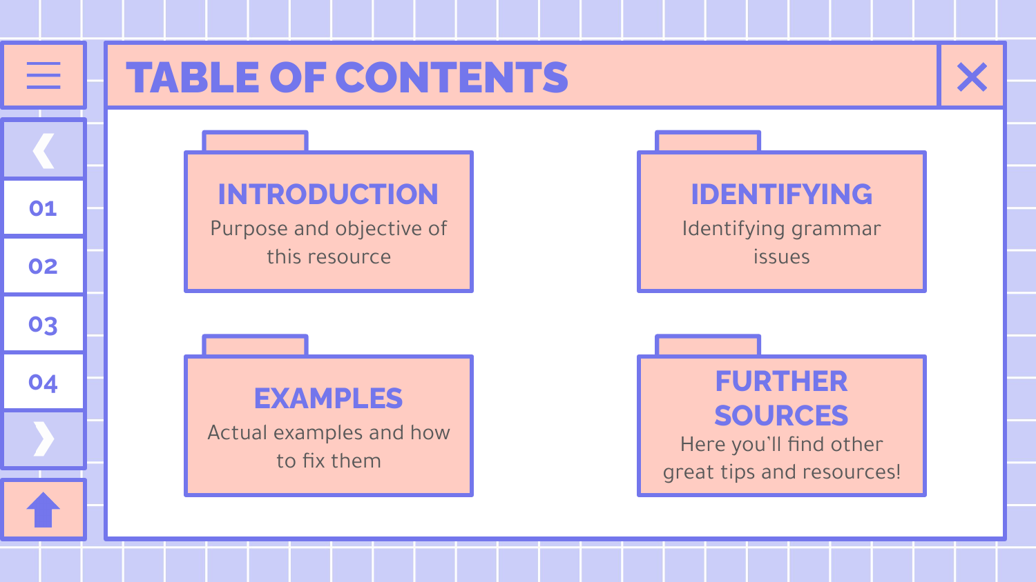# TABLE OF CONTENTS

## INTRODUCTION

Purpose and objective of this resource

## IDENTIFYING

Identifying grammar issues

## EXAMPLES

Actual examples and how to fix them

## FURTHER SOURCES

Here you'll find other great tips and resources!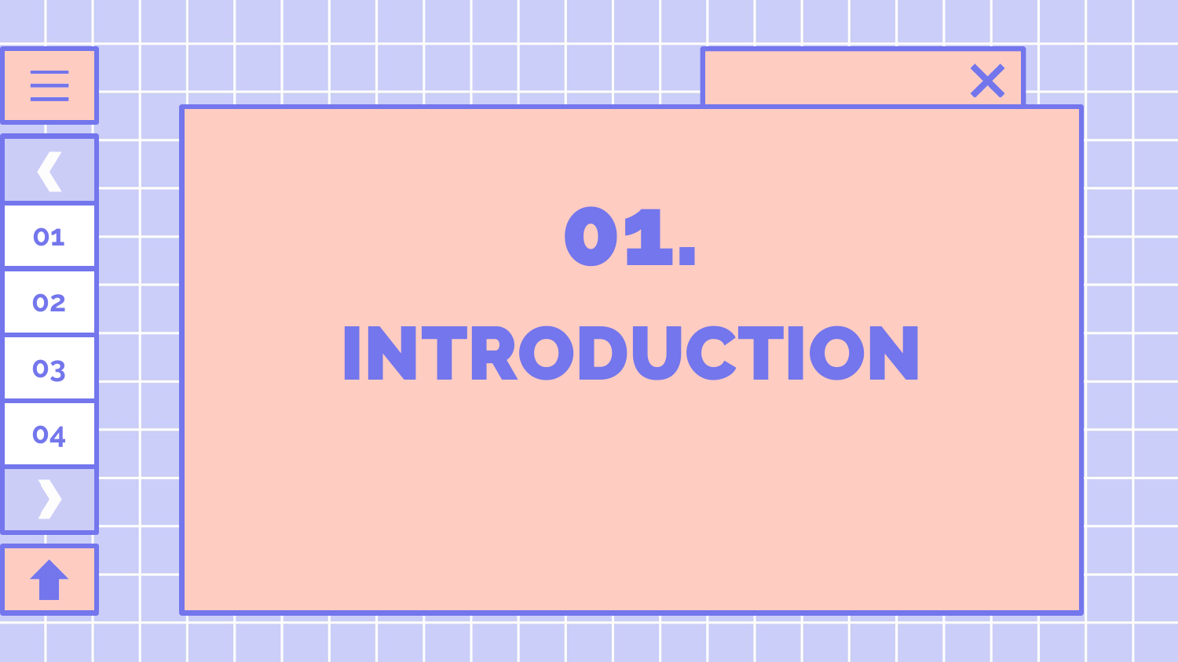# 01.

# INTRODUCTION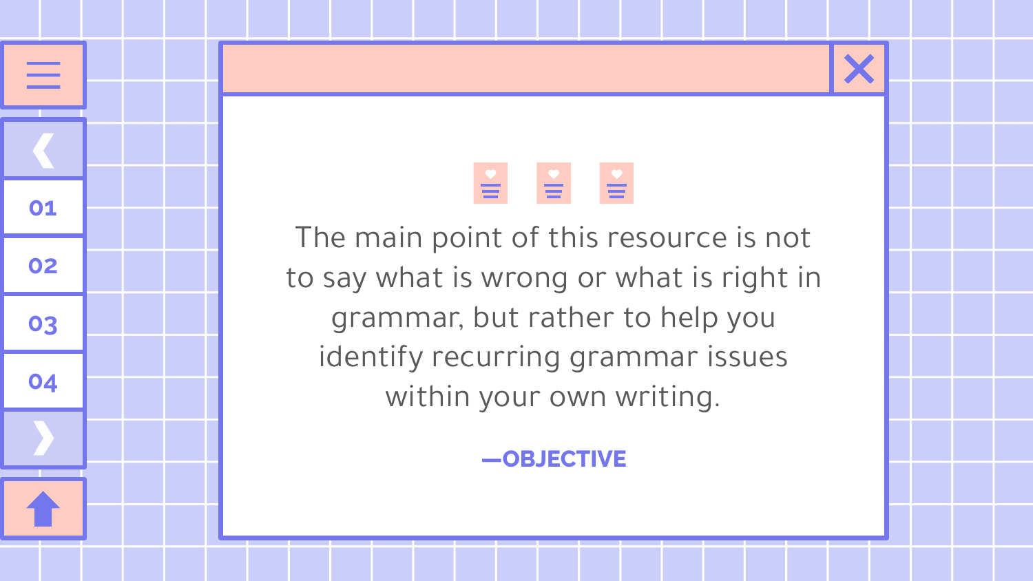The main point of this resource is not to say what is wrong or what is right in grammar, but rather to help you identify recurring grammar issues within your own writing.

—OBJECTIVE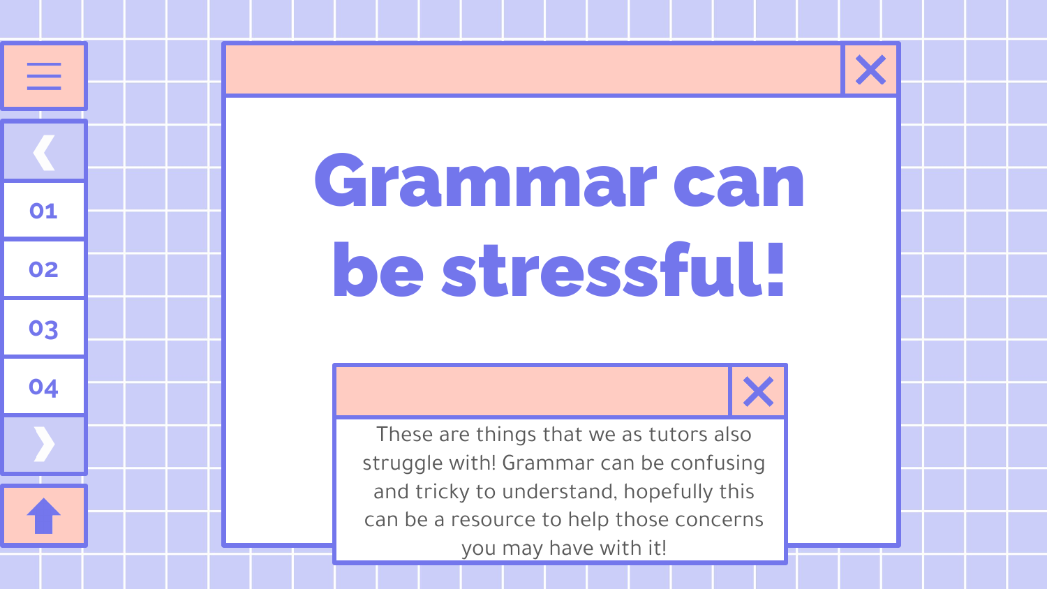01

02

03

04

# Grammar can be stressful!

These are things that we as tutors also struggle with! Grammar can be confusing and tricky to understand, hopefully this can be a resource to help those concerns you may have with it!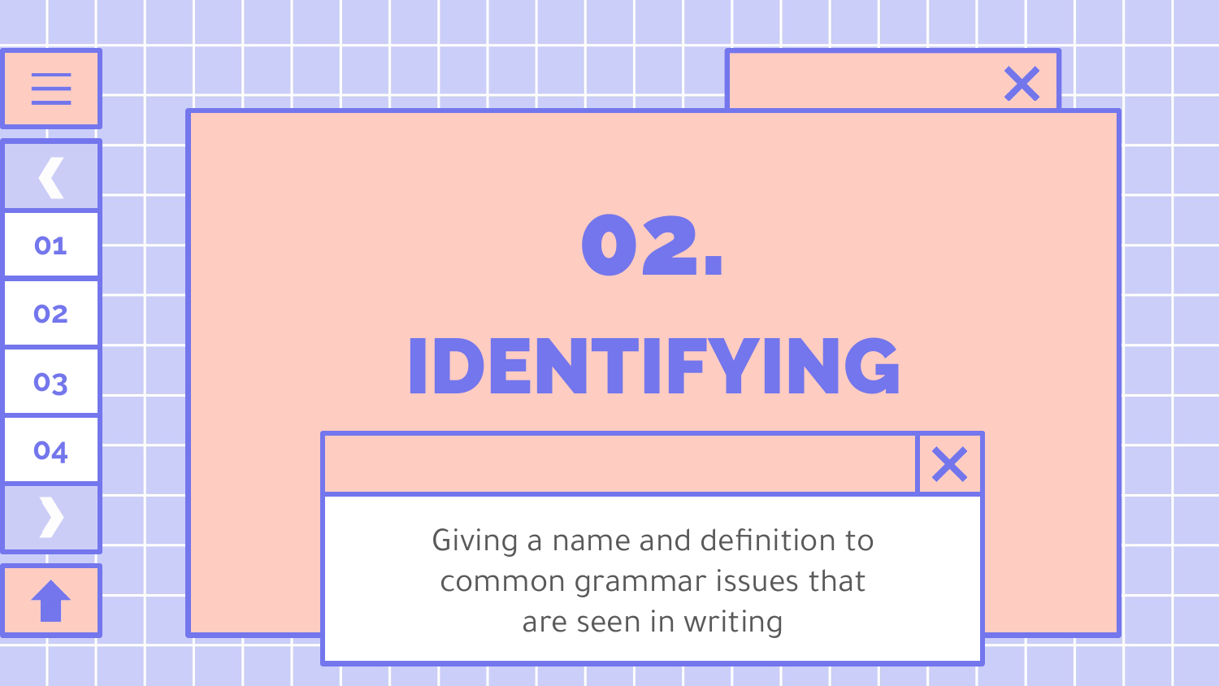# 02. IDENTIFYING

Giving a name and definition to common grammar issues that are seen in writing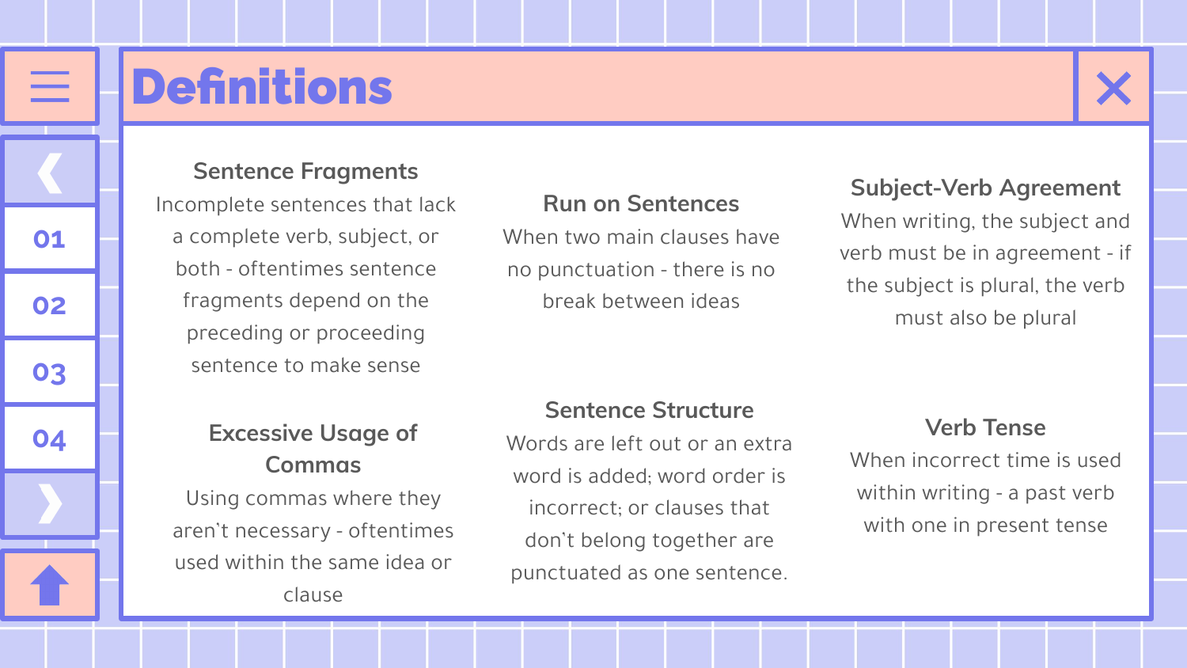# Definitions

### Sentence Fragments

Incomplete sentences that lack a complete verb, subject, or both - oftentimes sentence fragments depend on the preceding or proceeding sentence to make sense

### Run on Sentences

When two main clauses have no punctuation - there is no break between ideas

### Subject-Verb Agreement

When writing, the subject and verb must be in agreement - if the subject is plural, the verb must also be plural

### Excessive Usage of Commas

Using commas where they aren't necessary - oftentimes used within the same idea or clause

### Sentence Structure

Words are left out or an extra word is added; word order is incorrect; or clauses that don't belong together are punctuated as one sentence.

### Verb Tense

When incorrect time is used within writing - a past verb with one in present tense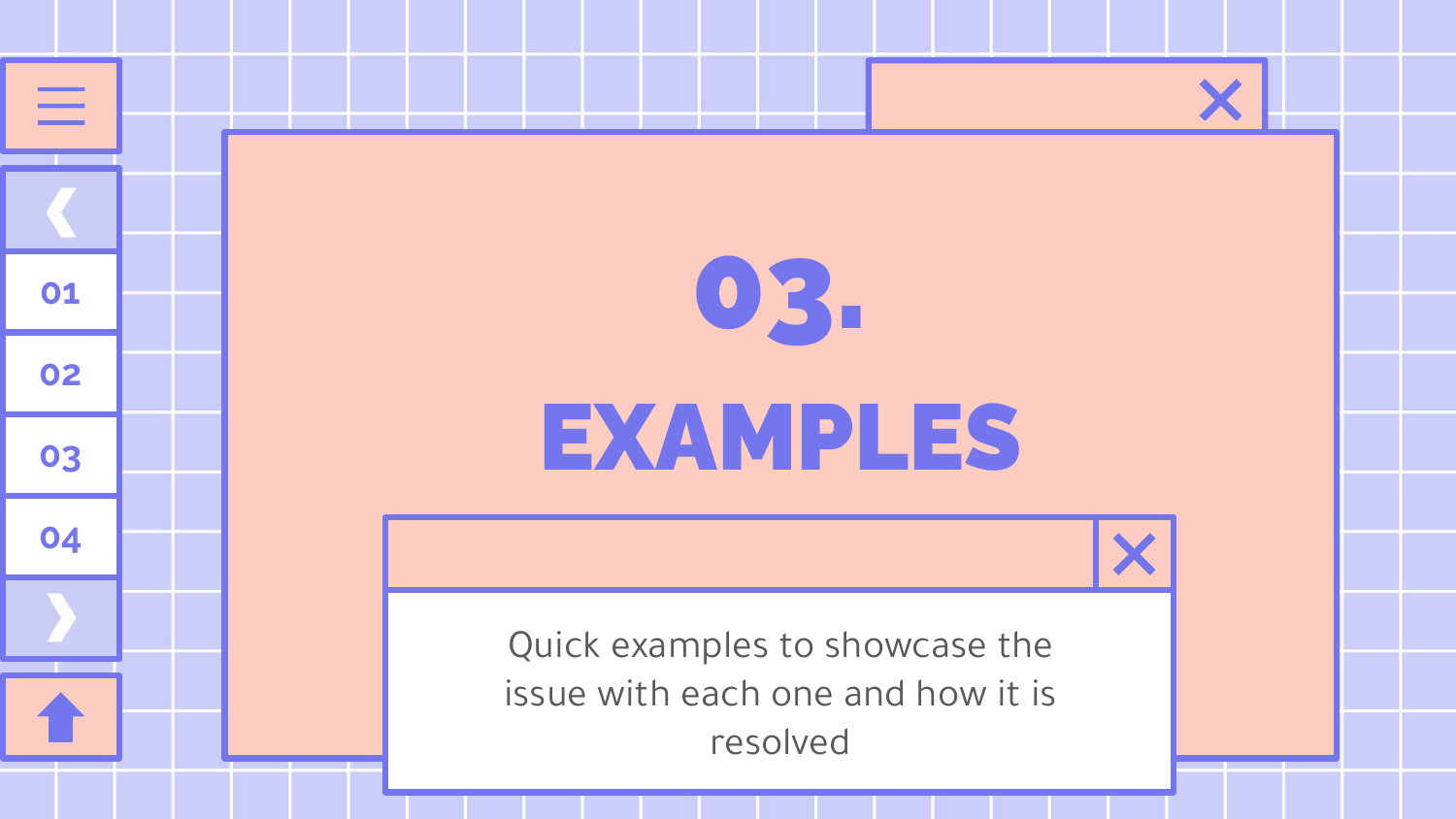# 03.

# EXAMPLES

Quick examples to showcase the issue with each one and how it is resolved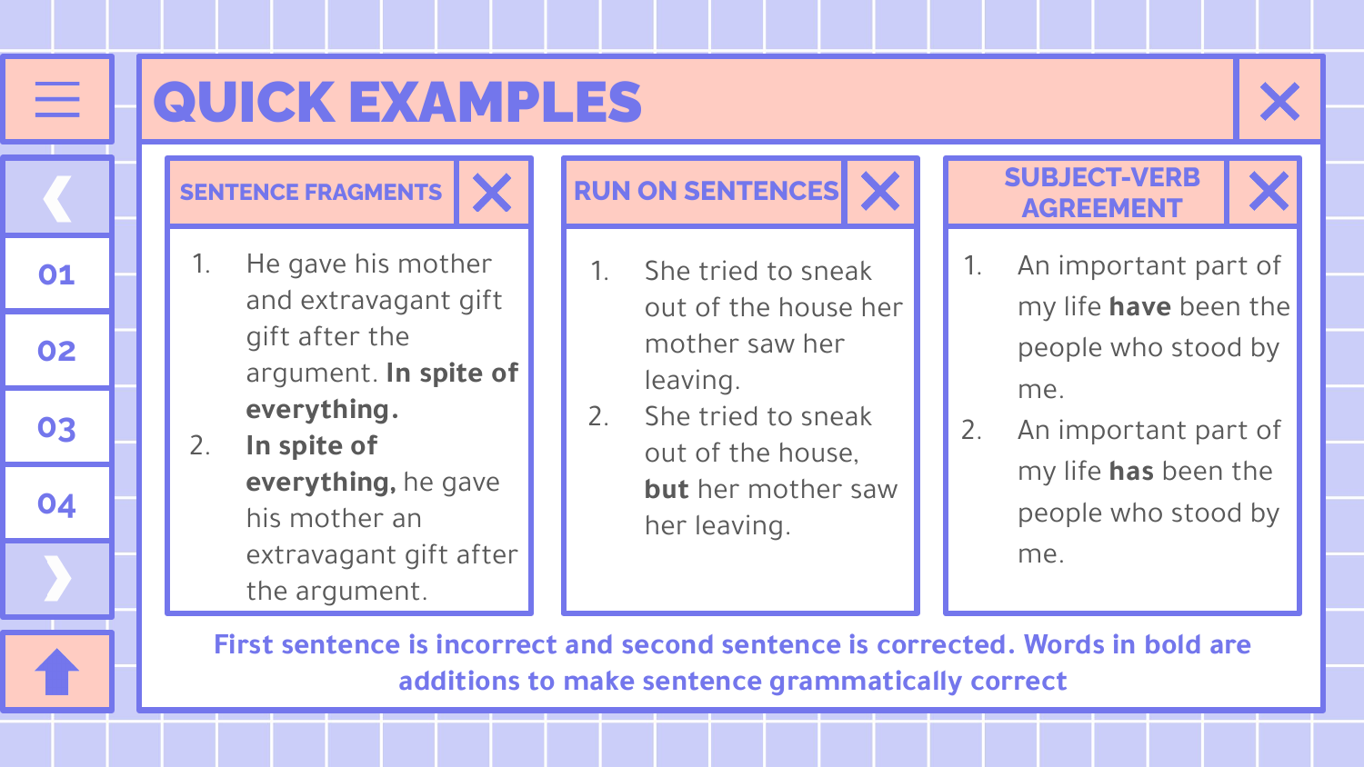# QUICK EXAMPLES

## SENTENCE FRAGMENTS

1. He gave his mother and extravagant gift gift after the argument. **In spite of everything.**
2. **In spite of everything,** he gave his mother an extravagant gift after the argument.

## RUN ON SENTENCES

1. She tried to sneak out of the house her mother saw her leaving.
2. She tried to sneak out of the house, **but** her mother saw her leaving.

## SUBJECT-VERB AGREEMENT

1. An important part of my life **have** been the people who stood by me.
2. An important part of my life **has** been the people who stood by me.

First sentence is incorrect and second sentence is corrected. Words in bold are additions to make sentence grammatically correct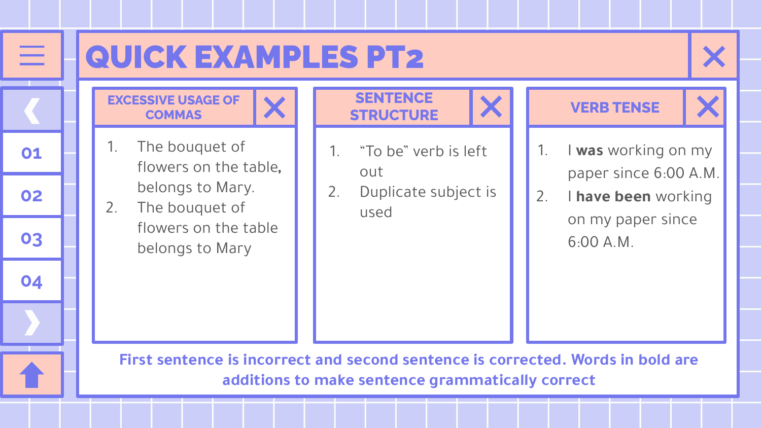# QUICK EXAMPLES PT2

## EXCESSIVE USAGE OF COMMAS

1. The bouquet of flowers on the table, belongs to Mary.
2. The bouquet of flowers on the table belongs to Mary

## SENTENCE STRUCTURE

1. "To be" verb is left out
2. Duplicate subject is used

## VERB TENSE

1. I **was** working on my paper since 6:00 A.M.
2. I **have been** working on my paper since 6:00 A.M.

First sentence is incorrect and second sentence is corrected. Words in bold are additions to make sentence grammatically correct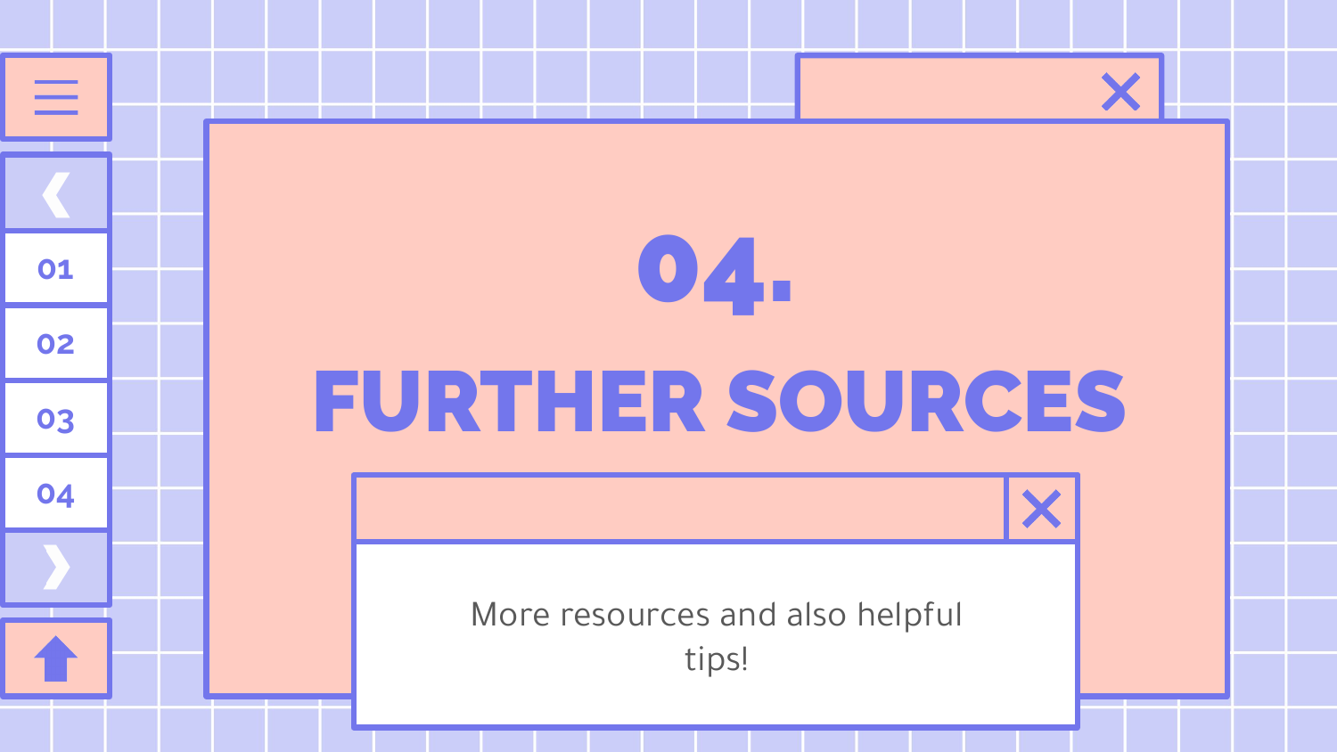# 04.

# FURTHER SOURCES

More resources and also helpful tips!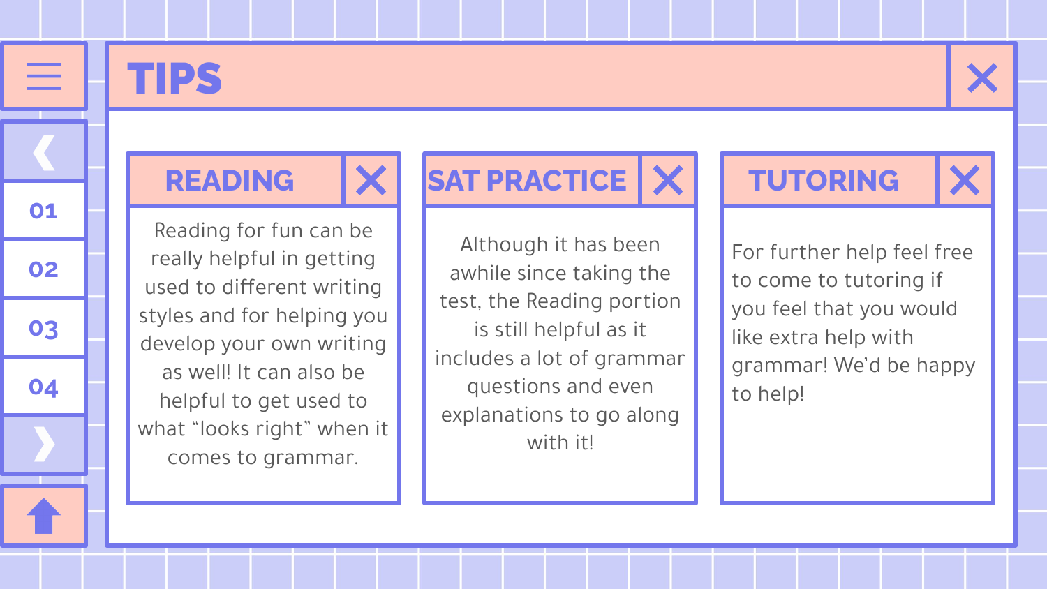# TIPS

## READING

Reading for fun can be really helpful in getting used to different writing styles and for helping you develop your own writing as well! It can also be helpful to get used to what "looks right" when it comes to grammar.

## SAT PRACTICE

Although it has been awhile since taking the test, the Reading portion is still helpful as it includes a lot of grammar questions and even explanations to go along with it!

## TUTORING

For further help feel free to come to tutoring if you feel that you would like extra help with grammar! We'd be happy to help!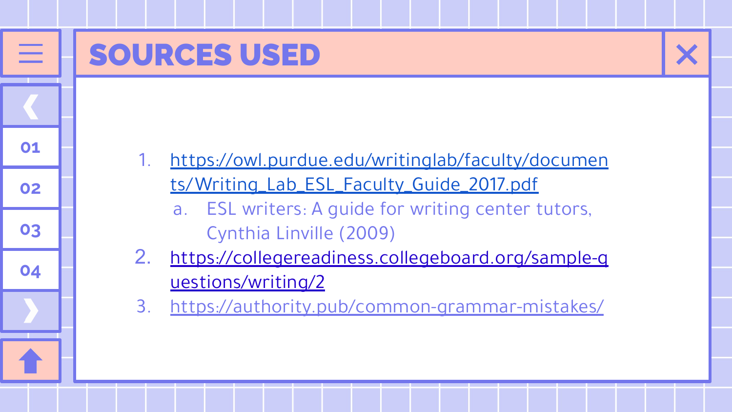# SOURCES USED

1. https://owl.purdue.edu/writinglab/faculty/documents/Writing_Lab_ESL_Faculty_Guide_2017.pdf
   a. ESL writers: A guide for writing center tutors, Cynthia Linville (2009)
2. https://collegereadiness.collegeboard.org/sample-questions/writing/2
3. https://authority.pub/common-grammar-mistakes/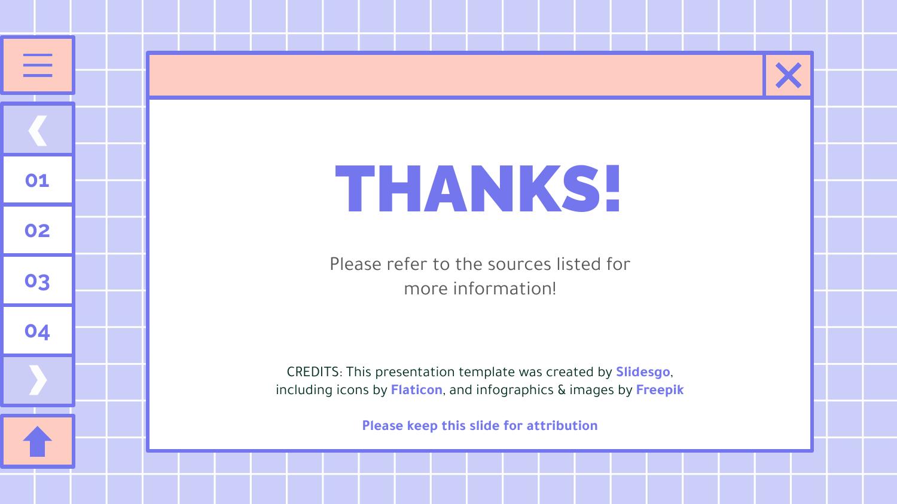# THANKS!

Please refer to the sources listed for more information!

CREDITS: This presentation template was created by **Slidesgo**, including icons by **Flaticon**, and infographics & images by **Freepik**

**Please keep this slide for attribution**